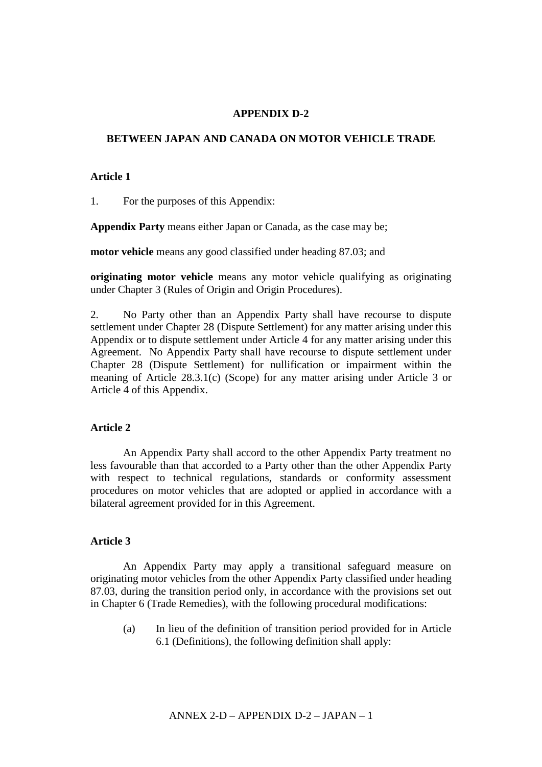# APPENDIX D-2

## BETWEEN JAPAN AND CANADA ON MOTOR VEHICLE TRADE

### Article 1

1. For the purposes of this Appendix:

**Appendix Party** means either Japan or Canada, as the case may be;

**motor vehicle** means any good classified under heading 87.03; and

**originating motor vehicle** means any motor vehicle qualifying as originating under Chapter 3 (Rules of Origin and Origin Procedures).

2. No Party other than an Appendix Party shall have recourse to dispute settlement under Chapter 28 (Dispute Settlement) for any matter arising under this Appendix or to dispute settlement under Article 4 for any matter arising under this Agreement. No Appendix Party shall have recourse to dispute settlement under Chapter 28 (Dispute Settlement) for nullification or impairment within the meaning of Article 28.3.1(c) (Scope) for any matter arising under Article 3 or Article 4 of this Appendix.

### Article 2

An Appendix Party shall accord to the other Appendix Party treatment no less favourable than that accorded to a Party other than the other Appendix Party with respect to technical regulations, standards or conformity assessment procedures on motor vehicles that are adopted or applied in accordance with a bilateral agreement provided for in this Agreement.

### Article 3

An Appendix Party may apply a transitional safeguard measure on originating motor vehicles from the other Appendix Party classified under heading 87.03, during the transition period only, in accordance with the provisions set out in Chapter 6 (Trade Remedies), with the following procedural modifications:

(a) In lieu of the definition of transition period provided for in Article 6.1 (Definitions), the following definition shall apply: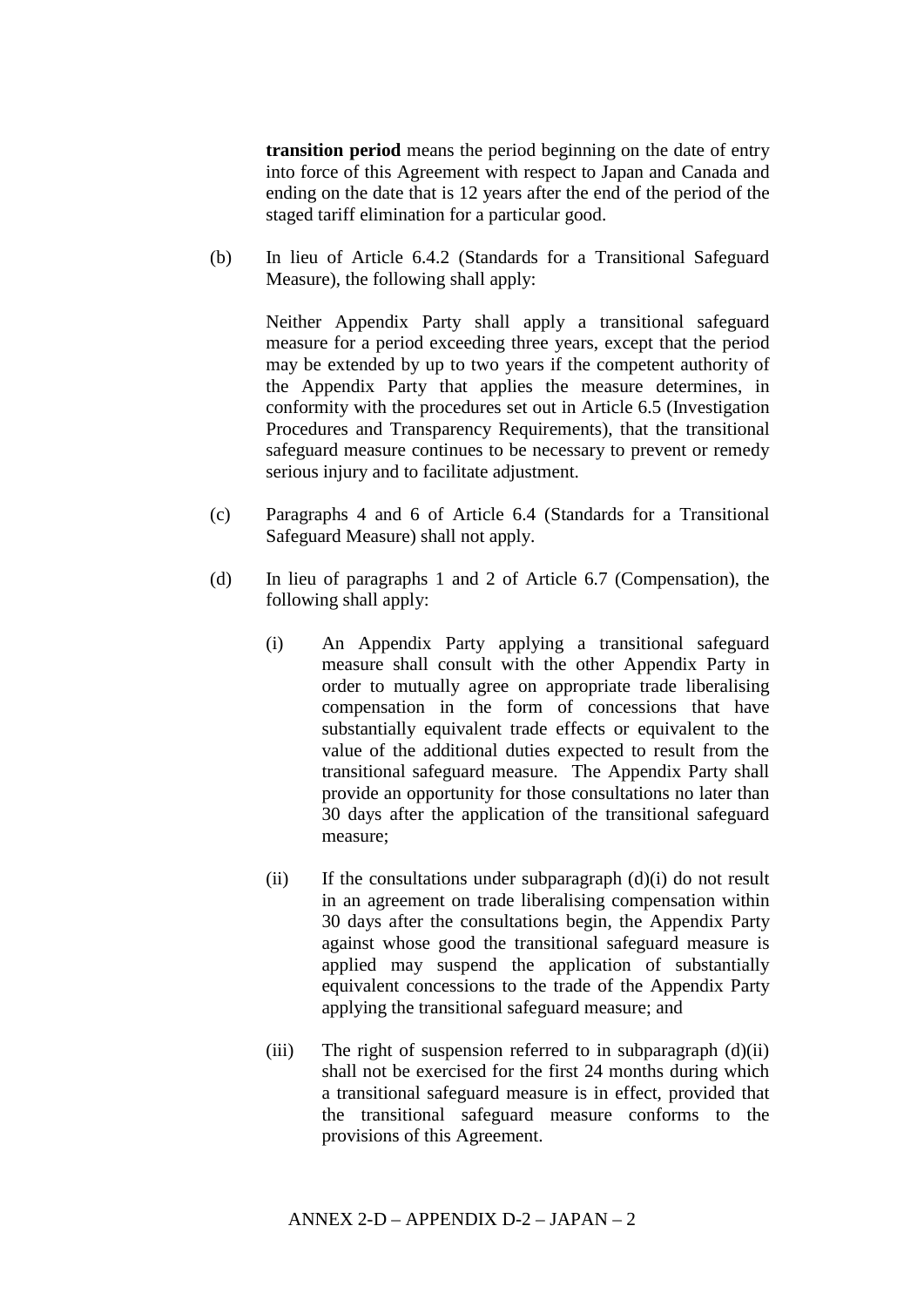**transition period** means the period beginning on the date of entry into force of this Agreement with respect to Japan and Canada and ending on the date that is 12 years after the end of the period of the staged tariff elimination for a particular good.

(b) In lieu of Article 6.4.2 (Standards for a Transitional Safeguard Measure), the following shall apply:

Neither Appendix Party shall apply a transitional safeguard measure for a period exceeding three years, except that the period may be extended by up to two years if the competent authority of the Appendix Party that applies the measure determines, in conformity with the procedures set out in Article 6.5 (Investigation Procedures and Transparency Requirements), that the transitional safeguard measure continues to be necessary to prevent or remedy serious injury and to facilitate adjustment.

(c) Paragraphs 4 and 6 of Article 6.4 (Standards for a Transitional Safeguard Measure) shall not apply.

(d) In lieu of paragraphs 1 and 2 of Article 6.7 (Compensation), the following shall apply:

(i) An Appendix Party applying a transitional safeguard measure shall consult with the other Appendix Party in order to mutually agree on appropriate trade liberalising compensation in the form of concessions that have substantially equivalent trade effects or equivalent to the value of the additional duties expected to result from the transitional safeguard measure. The Appendix Party shall provide an opportunity for those consultations no later than 30 days after the application of the transitional safeguard measure;

(ii) If the consultations under subparagraph (d)(i) do not result in an agreement on trade liberalising compensation within 30 days after the consultations begin, the Appendix Party against whose good the transitional safeguard measure is applied may suspend the application of substantially equivalent concessions to the trade of the Appendix Party applying the transitional safeguard measure; and

(iii) The right of suspension referred to in subparagraph (d)(ii) shall not be exercised for the first 24 months during which a transitional safeguard measure is in effect, provided that the transitional safeguard measure conforms to the provisions of this Agreement.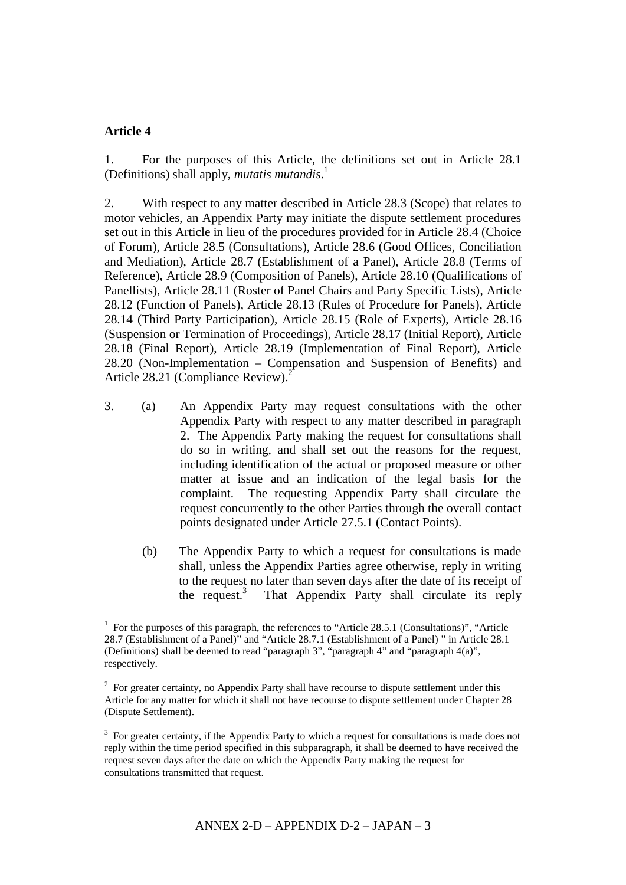**Article 4**

1. For the purposes of this Article, the definitions set out in Article 28.1 (Definitions) shall apply, *mutatis mutandis*.[1]

2. With respect to any matter described in Article 28.3 (Scope) that relates to motor vehicles, an Appendix Party may initiate the dispute settlement procedures set out in this Article in lieu of the procedures provided for in Article 28.4 (Choice of Forum), Article 28.5 (Consultations), Article 28.6 (Good Offices, Conciliation and Mediation), Article 28.7 (Establishment of a Panel), Article 28.8 (Terms of Reference), Article 28.9 (Composition of Panels), Article 28.10 (Qualifications of Panellists), Article 28.11 (Roster of Panel Chairs and Party Specific Lists), Article 28.12 (Function of Panels), Article 28.13 (Rules of Procedure for Panels), Article 28.14 (Third Party Participation), Article 28.15 (Role of Experts), Article 28.16 (Suspension or Termination of Proceedings), Article 28.17 (Initial Report), Article 28.18 (Final Report), Article 28.19 (Implementation of Final Report), Article 28.20 (Non-Implementation – Compensation and Suspension of Benefits) and Article 28.21 (Compliance Review).[2]

3. (a) An Appendix Party may request consultations with the other Appendix Party with respect to any matter described in paragraph 2. The Appendix Party making the request for consultations shall do so in writing, and shall set out the reasons for the request, including identification of the actual or proposed measure or other matter at issue and an indication of the legal basis for the complaint. The requesting Appendix Party shall circulate the request concurrently to the other Parties through the overall contact points designated under Article 27.5.1 (Contact Points).

   (b) The Appendix Party to which a request for consultations is made shall, unless the Appendix Parties agree otherwise, reply in writing to the request no later than seven days after the date of its receipt of the request.[3] That Appendix Party shall circulate its reply

---

[1] For the purposes of this paragraph, the references to "Article 28.5.1 (Consultations)", "Article 28.7 (Establishment of a Panel)" and "Article 28.7.1 (Establishment of a Panel) " in Article 28.1 (Definitions) shall be deemed to read "paragraph 3", "paragraph 4" and "paragraph 4(a)", respectively.

[2] For greater certainty, no Appendix Party shall have recourse to dispute settlement under this Article for any matter for which it shall not have recourse to dispute settlement under Chapter 28 (Dispute Settlement).

[3] For greater certainty, if the Appendix Party to which a request for consultations is made does not reply within the time period specified in this subparagraph, it shall be deemed to have received the request seven days after the date on which the Appendix Party making the request for consultations transmitted that request.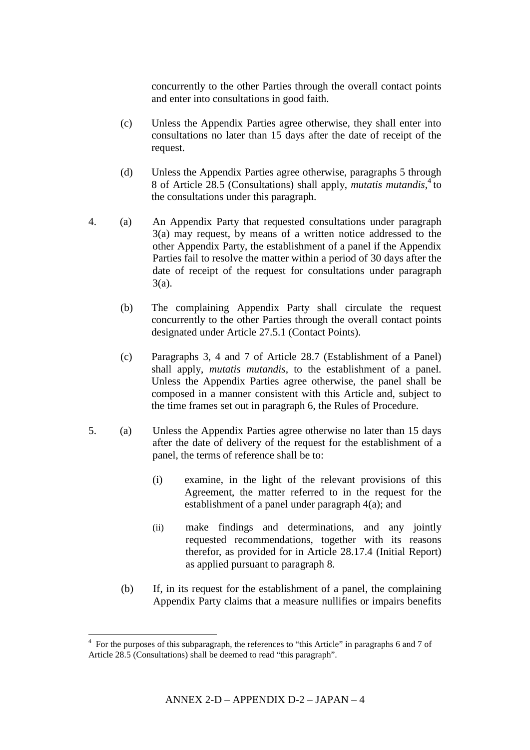concurrently to the other Parties through the overall contact points and enter into consultations in good faith.

(c) Unless the Appendix Parties agree otherwise, they shall enter into consultations no later than 15 days after the date of receipt of the request.

(d) Unless the Appendix Parties agree otherwise, paragraphs 5 through 8 of Article 28.5 (Consultations) shall apply, *mutatis mutandis*,[4] to the consultations under this paragraph.

4. (a) An Appendix Party that requested consultations under paragraph 3(a) may request, by means of a written notice addressed to the other Appendix Party, the establishment of a panel if the Appendix Parties fail to resolve the matter within a period of 30 days after the date of receipt of the request for consultations under paragraph 3(a).

(b) The complaining Appendix Party shall circulate the request concurrently to the other Parties through the overall contact points designated under Article 27.5.1 (Contact Points).

(c) Paragraphs 3, 4 and 7 of Article 28.7 (Establishment of a Panel) shall apply, *mutatis mutandis*, to the establishment of a panel. Unless the Appendix Parties agree otherwise, the panel shall be composed in a manner consistent with this Article and, subject to the time frames set out in paragraph 6, the Rules of Procedure.

5. (a) Unless the Appendix Parties agree otherwise no later than 15 days after the date of delivery of the request for the establishment of a panel, the terms of reference shall be to:

(i) examine, in the light of the relevant provisions of this Agreement, the matter referred to in the request for the establishment of a panel under paragraph 4(a); and

(ii) make findings and determinations, and any jointly requested recommendations, together with its reasons therefor, as provided for in Article 28.17.4 (Initial Report) as applied pursuant to paragraph 8.

(b) If, in its request for the establishment of a panel, the complaining Appendix Party claims that a measure nullifies or impairs benefits

---

[4] For the purposes of this subparagraph, the references to "this Article" in paragraphs 6 and 7 of Article 28.5 (Consultations) shall be deemed to read "this paragraph".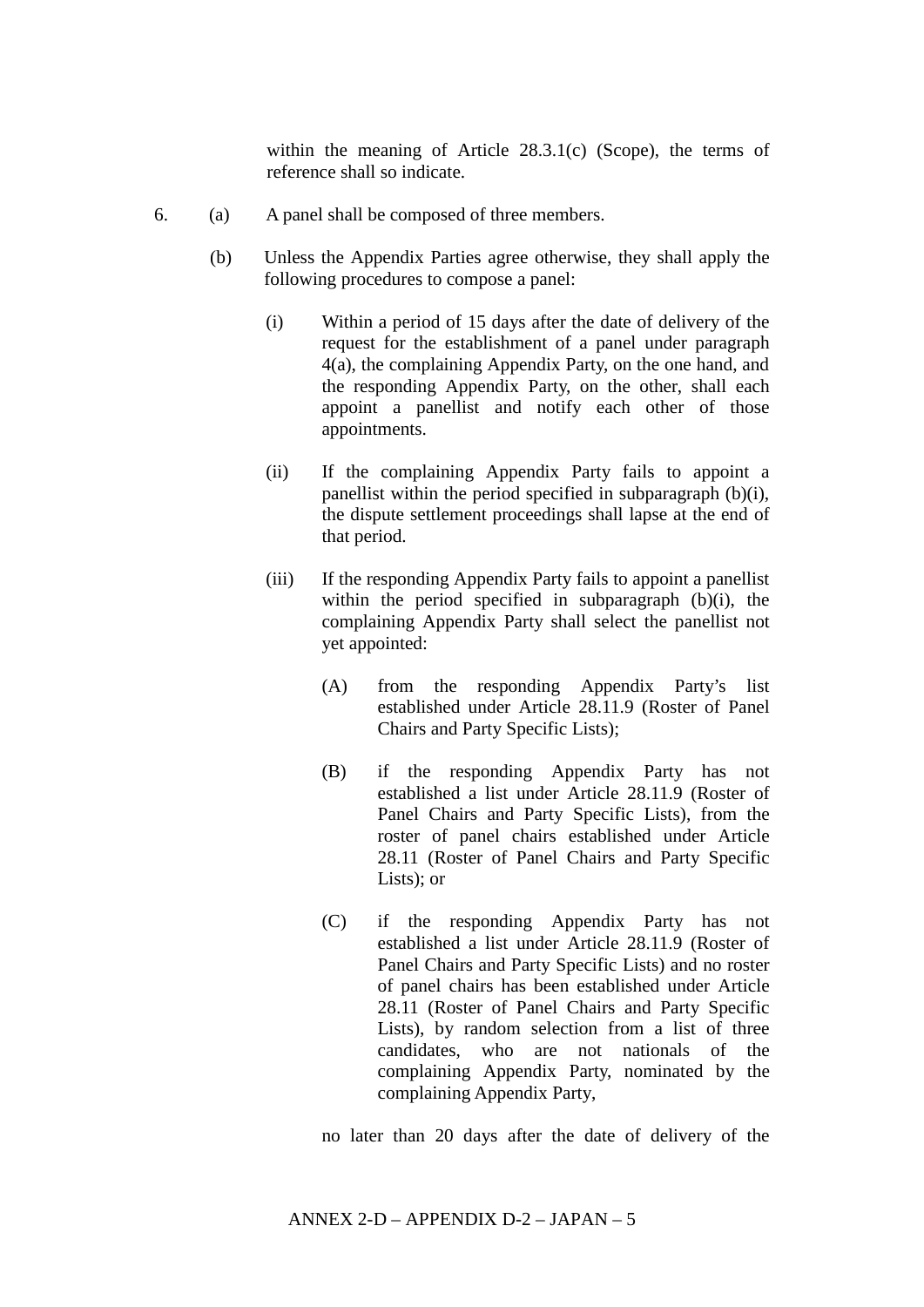within the meaning of Article 28.3.1(c) (Scope), the terms of reference shall so indicate.

6. (a) A panel shall be composed of three members.

(b) Unless the Appendix Parties agree otherwise, they shall apply the following procedures to compose a panel:

(i) Within a period of 15 days after the date of delivery of the request for the establishment of a panel under paragraph 4(a), the complaining Appendix Party, on the one hand, and the responding Appendix Party, on the other, shall each appoint a panellist and notify each other of those appointments.

(ii) If the complaining Appendix Party fails to appoint a panellist within the period specified in subparagraph (b)(i), the dispute settlement proceedings shall lapse at the end of that period.

(iii) If the responding Appendix Party fails to appoint a panellist within the period specified in subparagraph (b)(i), the complaining Appendix Party shall select the panellist not yet appointed:

(A) from the responding Appendix Party's list established under Article 28.11.9 (Roster of Panel Chairs and Party Specific Lists);

(B) if the responding Appendix Party has not established a list under Article 28.11.9 (Roster of Panel Chairs and Party Specific Lists), from the roster of panel chairs established under Article 28.11 (Roster of Panel Chairs and Party Specific Lists); or

(C) if the responding Appendix Party has not established a list under Article 28.11.9 (Roster of Panel Chairs and Party Specific Lists) and no roster of panel chairs has been established under Article 28.11 (Roster of Panel Chairs and Party Specific Lists), by random selection from a list of three candidates, who are not nationals of the complaining Appendix Party, nominated by the complaining Appendix Party,

no later than 20 days after the date of delivery of the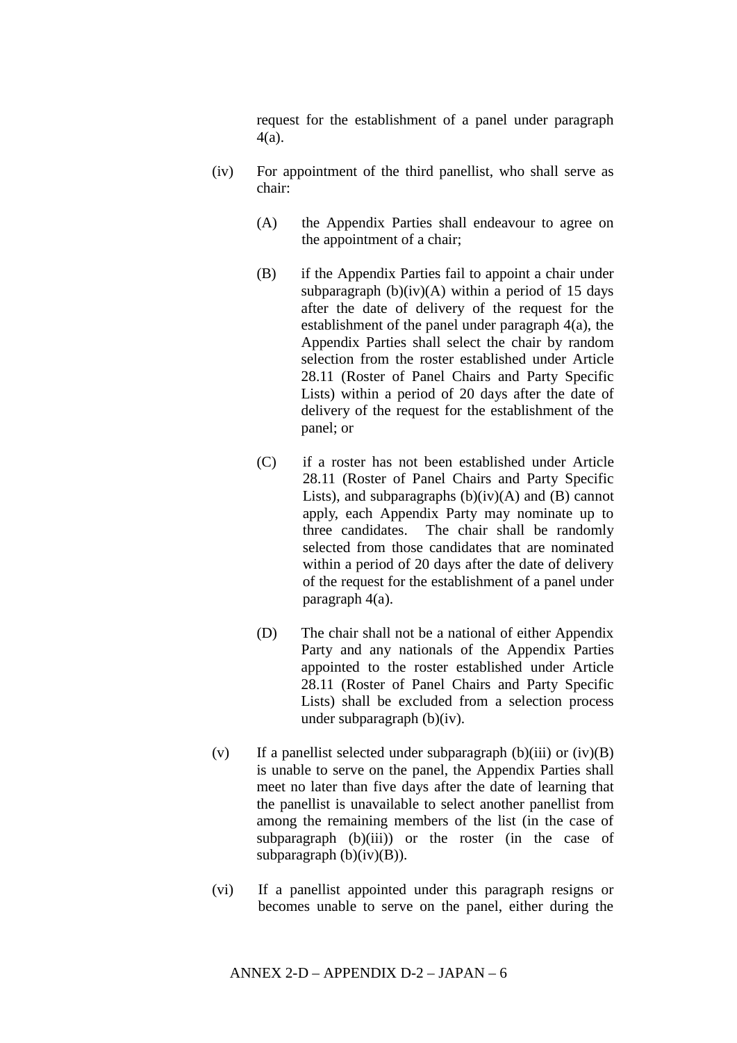request for the establishment of a panel under paragraph 4(a).

(iv) For appointment of the third panellist, who shall serve as chair:

(A) the Appendix Parties shall endeavour to agree on the appointment of a chair;

(B) if the Appendix Parties fail to appoint a chair under subparagraph (b)(iv)(A) within a period of 15 days after the date of delivery of the request for the establishment of the panel under paragraph 4(a), the Appendix Parties shall select the chair by random selection from the roster established under Article 28.11 (Roster of Panel Chairs and Party Specific Lists) within a period of 20 days after the date of delivery of the request for the establishment of the panel; or

(C) if a roster has not been established under Article 28.11 (Roster of Panel Chairs and Party Specific Lists), and subparagraphs (b)(iv)(A) and (B) cannot apply, each Appendix Party may nominate up to three candidates. The chair shall be randomly selected from those candidates that are nominated within a period of 20 days after the date of delivery of the request for the establishment of a panel under paragraph 4(a).

(D) The chair shall not be a national of either Appendix Party and any nationals of the Appendix Parties appointed to the roster established under Article 28.11 (Roster of Panel Chairs and Party Specific Lists) shall be excluded from a selection process under subparagraph (b)(iv).

(v) If a panellist selected under subparagraph (b)(iii) or (iv)(B) is unable to serve on the panel, the Appendix Parties shall meet no later than five days after the date of learning that the panellist is unavailable to select another panellist from among the remaining members of the list (in the case of subparagraph (b)(iii)) or the roster (in the case of subparagraph (b)(iv)(B)).

(vi) If a panellist appointed under this paragraph resigns or becomes unable to serve on the panel, either during the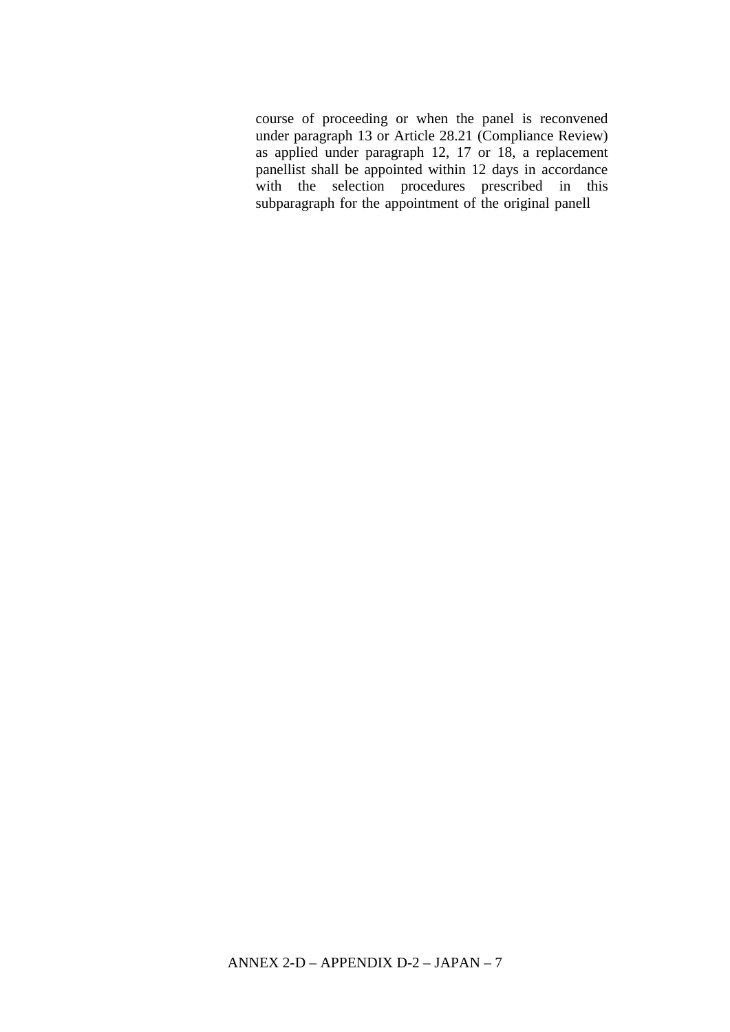course of proceeding or when the panel is reconvened under paragraph 13 or Article 28.21 (Compliance Review) as applied under paragraph 12, 17 or 18, a replacement panellist shall be appointed within 12 days in accordance with the selection procedures prescribed in this subparagraph for the appointment of the original panell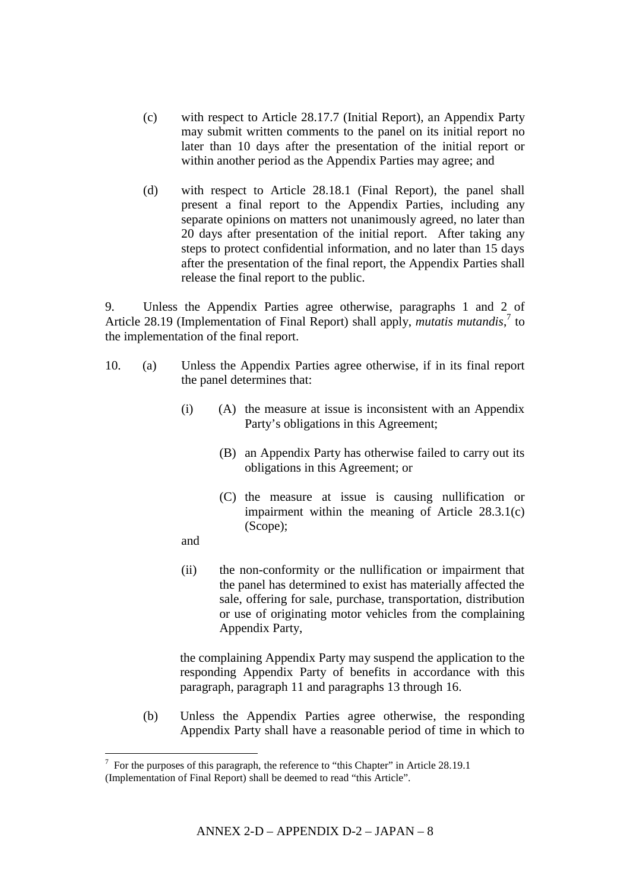(c) with respect to Article 28.17.7 (Initial Report), an Appendix Party may submit written comments to the panel on its initial report no later than 10 days after the presentation of the initial report or within another period as the Appendix Parties may agree; and

(d) with respect to Article 28.18.1 (Final Report), the panel shall present a final report to the Appendix Parties, including any separate opinions on matters not unanimously agreed, no later than 20 days after presentation of the initial report. After taking any steps to protect confidential information, and no later than 15 days after the presentation of the final report, the Appendix Parties shall release the final report to the public.

9. Unless the Appendix Parties agree otherwise, paragraphs 1 and 2 of Article 28.19 (Implementation of Final Report) shall apply, *mutatis mutandis*,[7] to the implementation of the final report.

10. (a) Unless the Appendix Parties agree otherwise, if in its final report the panel determines that:

(i) (A) the measure at issue is inconsistent with an Appendix Party's obligations in this Agreement;

(B) an Appendix Party has otherwise failed to carry out its obligations in this Agreement; or

(C) the measure at issue is causing nullification or impairment within the meaning of Article 28.3.1(c) (Scope);

and

(ii) the non-conformity or the nullification or impairment that the panel has determined to exist has materially affected the sale, offering for sale, purchase, transportation, distribution or use of originating motor vehicles from the complaining Appendix Party,

the complaining Appendix Party may suspend the application to the responding Appendix Party of benefits in accordance with this paragraph, paragraph 11 and paragraphs 13 through 16.

(b) Unless the Appendix Parties agree otherwise, the responding Appendix Party shall have a reasonable period of time in which to

---

[7] For the purposes of this paragraph, the reference to "this Chapter" in Article 28.19.1 (Implementation of Final Report) shall be deemed to read "this Article".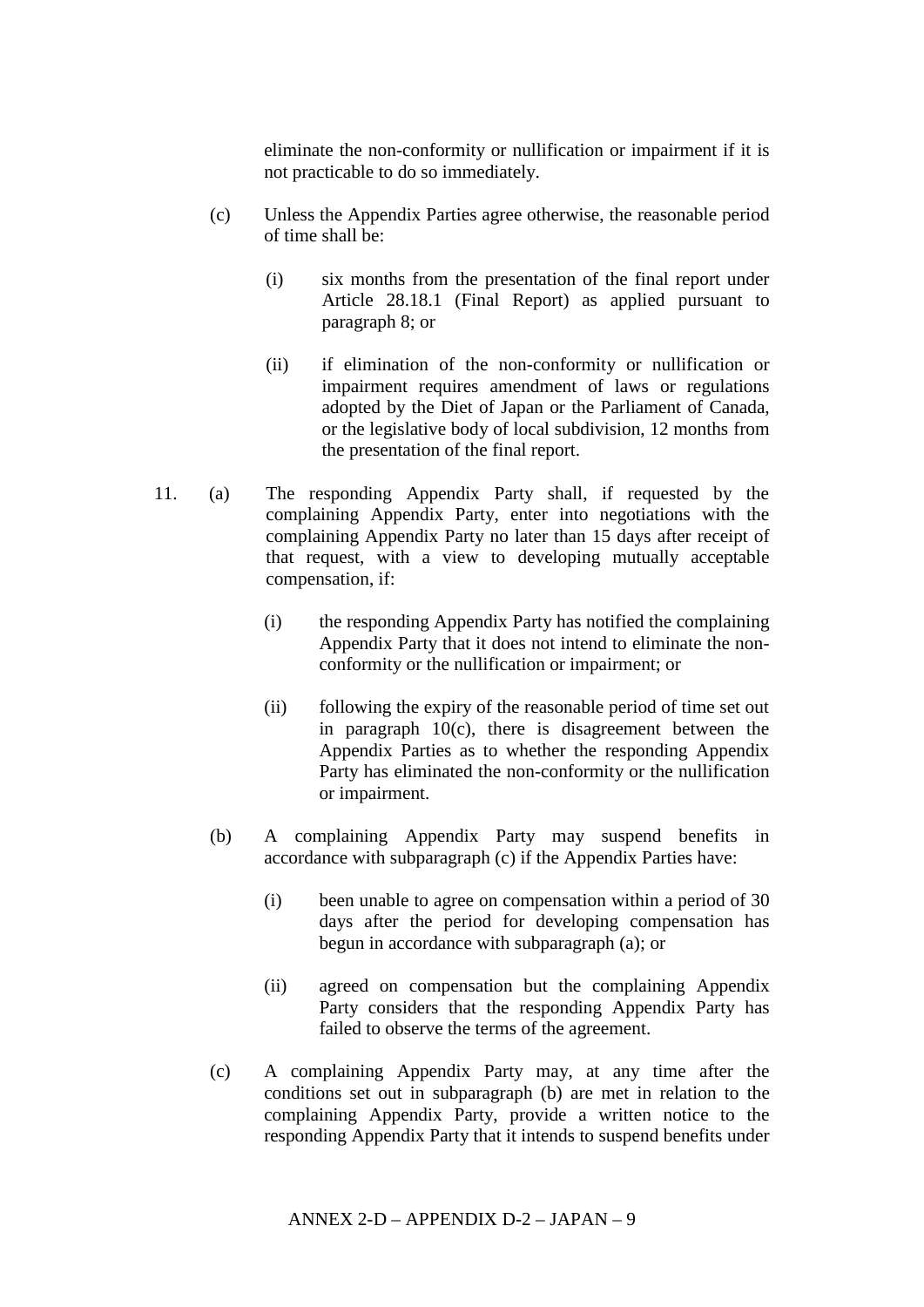eliminate the non-conformity or nullification or impairment if it is not practicable to do so immediately.

(c) Unless the Appendix Parties agree otherwise, the reasonable period of time shall be:

(i) six months from the presentation of the final report under Article 28.18.1 (Final Report) as applied pursuant to paragraph 8; or

(ii) if elimination of the non-conformity or nullification or impairment requires amendment of laws or regulations adopted by the Diet of Japan or the Parliament of Canada, or the legislative body of local subdivision, 12 months from the presentation of the final report.

11. (a) The responding Appendix Party shall, if requested by the complaining Appendix Party, enter into negotiations with the complaining Appendix Party no later than 15 days after receipt of that request, with a view to developing mutually acceptable compensation, if:

(i) the responding Appendix Party has notified the complaining Appendix Party that it does not intend to eliminate the non-conformity or the nullification or impairment; or

(ii) following the expiry of the reasonable period of time set out in paragraph 10(c), there is disagreement between the Appendix Parties as to whether the responding Appendix Party has eliminated the non-conformity or the nullification or impairment.

(b) A complaining Appendix Party may suspend benefits in accordance with subparagraph (c) if the Appendix Parties have:

(i) been unable to agree on compensation within a period of 30 days after the period for developing compensation has begun in accordance with subparagraph (a); or

(ii) agreed on compensation but the complaining Appendix Party considers that the responding Appendix Party has failed to observe the terms of the agreement.

(c) A complaining Appendix Party may, at any time after the conditions set out in subparagraph (b) are met in relation to the complaining Appendix Party, provide a written notice to the responding Appendix Party that it intends to suspend benefits under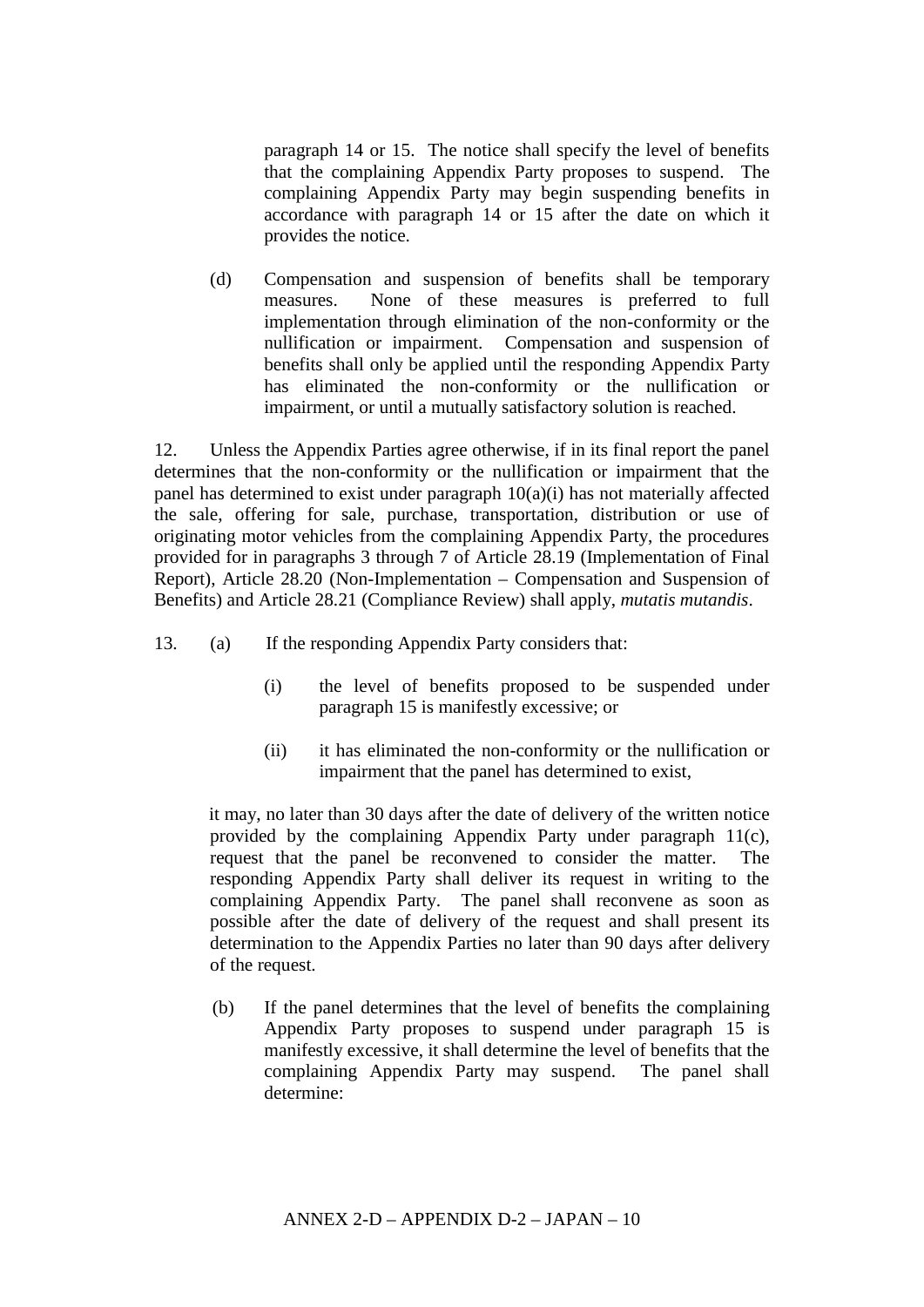paragraph 14 or 15. The notice shall specify the level of benefits that the complaining Appendix Party proposes to suspend. The complaining Appendix Party may begin suspending benefits in accordance with paragraph 14 or 15 after the date on which it provides the notice.

(d) Compensation and suspension of benefits shall be temporary measures. None of these measures is preferred to full implementation through elimination of the non-conformity or the nullification or impairment. Compensation and suspension of benefits shall only be applied until the responding Appendix Party has eliminated the non-conformity or the nullification or impairment, or until a mutually satisfactory solution is reached.

12. Unless the Appendix Parties agree otherwise, if in its final report the panel determines that the non-conformity or the nullification or impairment that the panel has determined to exist under paragraph 10(a)(i) has not materially affected the sale, offering for sale, purchase, transportation, distribution or use of originating motor vehicles from the complaining Appendix Party, the procedures provided for in paragraphs 3 through 7 of Article 28.19 (Implementation of Final Report), Article 28.20 (Non-Implementation – Compensation and Suspension of Benefits) and Article 28.21 (Compliance Review) shall apply, *mutatis mutandis*.

13. (a) If the responding Appendix Party considers that:

(i) the level of benefits proposed to be suspended under paragraph 15 is manifestly excessive; or

(ii) it has eliminated the non-conformity or the nullification or impairment that the panel has determined to exist,

it may, no later than 30 days after the date of delivery of the written notice provided by the complaining Appendix Party under paragraph 11(c), request that the panel be reconvened to consider the matter. The responding Appendix Party shall deliver its request in writing to the complaining Appendix Party. The panel shall reconvene as soon as possible after the date of delivery of the request and shall present its determination to the Appendix Parties no later than 90 days after delivery of the request.

(b) If the panel determines that the level of benefits the complaining Appendix Party proposes to suspend under paragraph 15 is manifestly excessive, it shall determine the level of benefits that the complaining Appendix Party may suspend. The panel shall determine: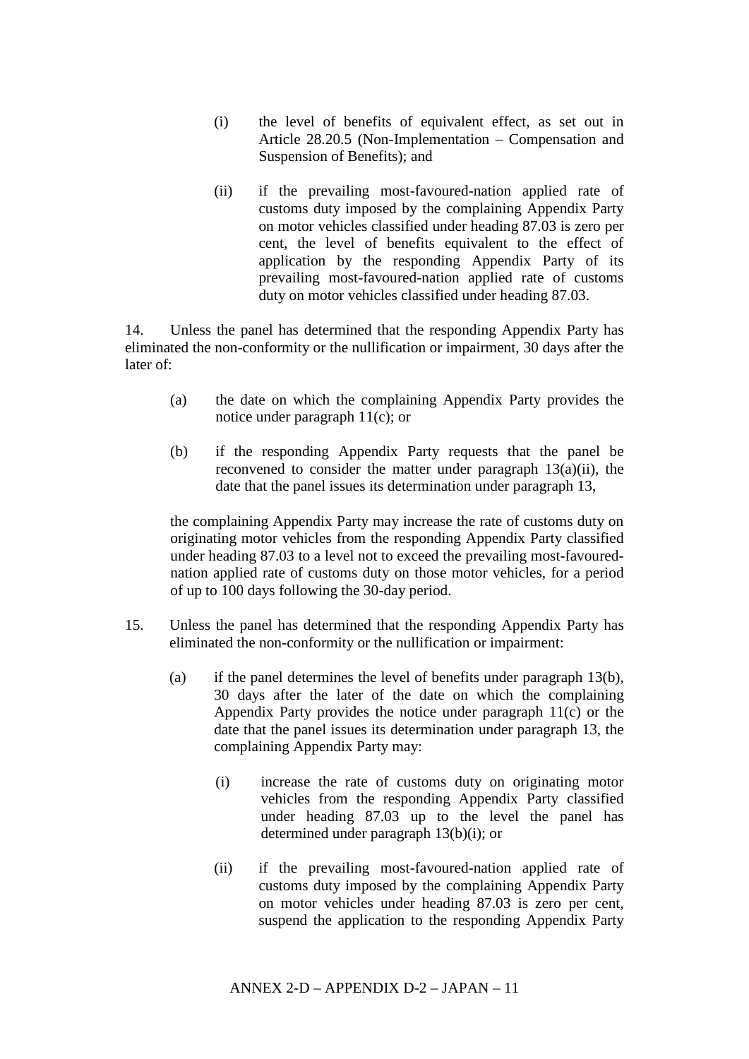(i) the level of benefits of equivalent effect, as set out in Article 28.20.5 (Non-Implementation – Compensation and Suspension of Benefits); and

(ii) if the prevailing most-favoured-nation applied rate of customs duty imposed by the complaining Appendix Party on motor vehicles classified under heading 87.03 is zero per cent, the level of benefits equivalent to the effect of application by the responding Appendix Party of its prevailing most-favoured-nation applied rate of customs duty on motor vehicles classified under heading 87.03.

14. Unless the panel has determined that the responding Appendix Party has eliminated the non-conformity or the nullification or impairment, 30 days after the later of:

(a) the date on which the complaining Appendix Party provides the notice under paragraph 11(c); or

(b) if the responding Appendix Party requests that the panel be reconvened to consider the matter under paragraph 13(a)(ii), the date that the panel issues its determination under paragraph 13,

the complaining Appendix Party may increase the rate of customs duty on originating motor vehicles from the responding Appendix Party classified under heading 87.03 to a level not to exceed the prevailing most-favoured-nation applied rate of customs duty on those motor vehicles, for a period of up to 100 days following the 30-day period.

15. Unless the panel has determined that the responding Appendix Party has eliminated the non-conformity or the nullification or impairment:

(a) if the panel determines the level of benefits under paragraph 13(b), 30 days after the later of the date on which the complaining Appendix Party provides the notice under paragraph 11(c) or the date that the panel issues its determination under paragraph 13, the complaining Appendix Party may:

(i) increase the rate of customs duty on originating motor vehicles from the responding Appendix Party classified under heading 87.03 up to the level the panel has determined under paragraph 13(b)(i); or

(ii) if the prevailing most-favoured-nation applied rate of customs duty imposed by the complaining Appendix Party on motor vehicles under heading 87.03 is zero per cent, suspend the application to the responding Appendix Party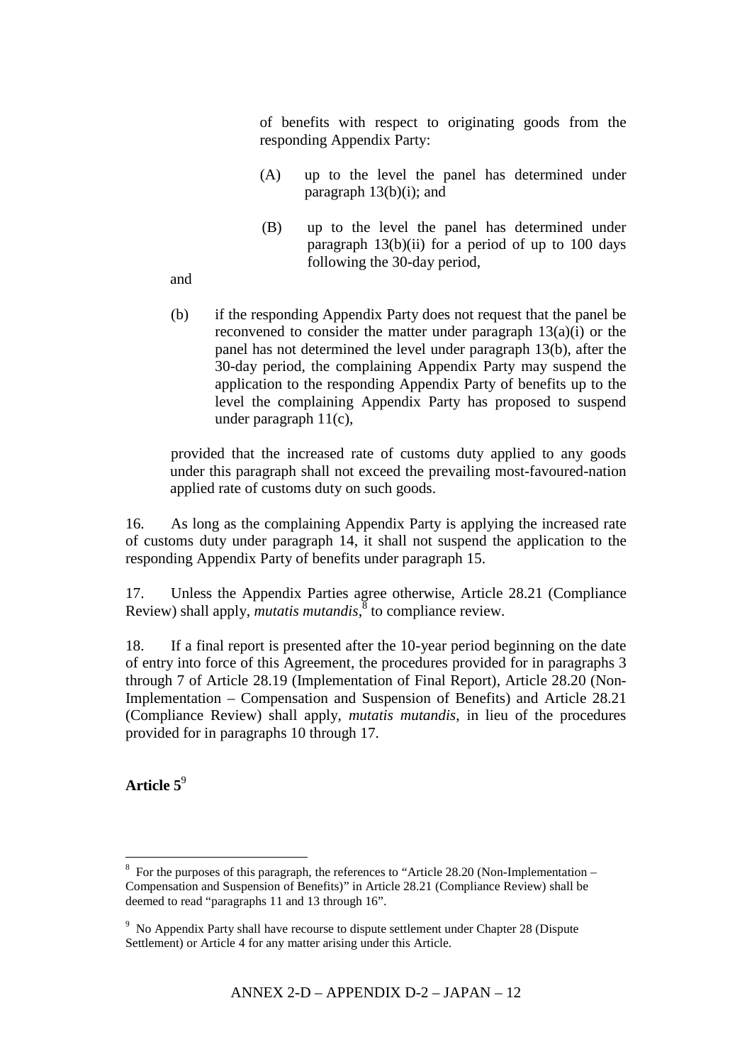of benefits with respect to originating goods from the responding Appendix Party:

(A) up to the level the panel has determined under paragraph 13(b)(i); and

(B) up to the level the panel has determined under paragraph 13(b)(ii) for a period of up to 100 days following the 30-day period,

and

(b) if the responding Appendix Party does not request that the panel be reconvened to consider the matter under paragraph 13(a)(i) or the panel has not determined the level under paragraph 13(b), after the 30-day period, the complaining Appendix Party may suspend the application to the responding Appendix Party of benefits up to the level the complaining Appendix Party has proposed to suspend under paragraph 11(c),

provided that the increased rate of customs duty applied to any goods under this paragraph shall not exceed the prevailing most-favoured-nation applied rate of customs duty on such goods.

16. As long as the complaining Appendix Party is applying the increased rate of customs duty under paragraph 14, it shall not suspend the application to the responding Appendix Party of benefits under paragraph 15.

17. Unless the Appendix Parties agree otherwise, Article 28.21 (Compliance Review) shall apply, *mutatis mutandis*,[8] to compliance review.

18. If a final report is presented after the 10-year period beginning on the date of entry into force of this Agreement, the procedures provided for in paragraphs 3 through 7 of Article 28.19 (Implementation of Final Report), Article 28.20 (Non-Implementation – Compensation and Suspension of Benefits) and Article 28.21 (Compliance Review) shall apply, *mutatis mutandis*, in lieu of the procedures provided for in paragraphs 10 through 17.

**Article 5**[9]

---

[8] For the purposes of this paragraph, the references to "Article 28.20 (Non-Implementation – Compensation and Suspension of Benefits)" in Article 28.21 (Compliance Review) shall be deemed to read "paragraphs 11 and 13 through 16".

[9] No Appendix Party shall have recourse to dispute settlement under Chapter 28 (Dispute Settlement) or Article 4 for any matter arising under this Article.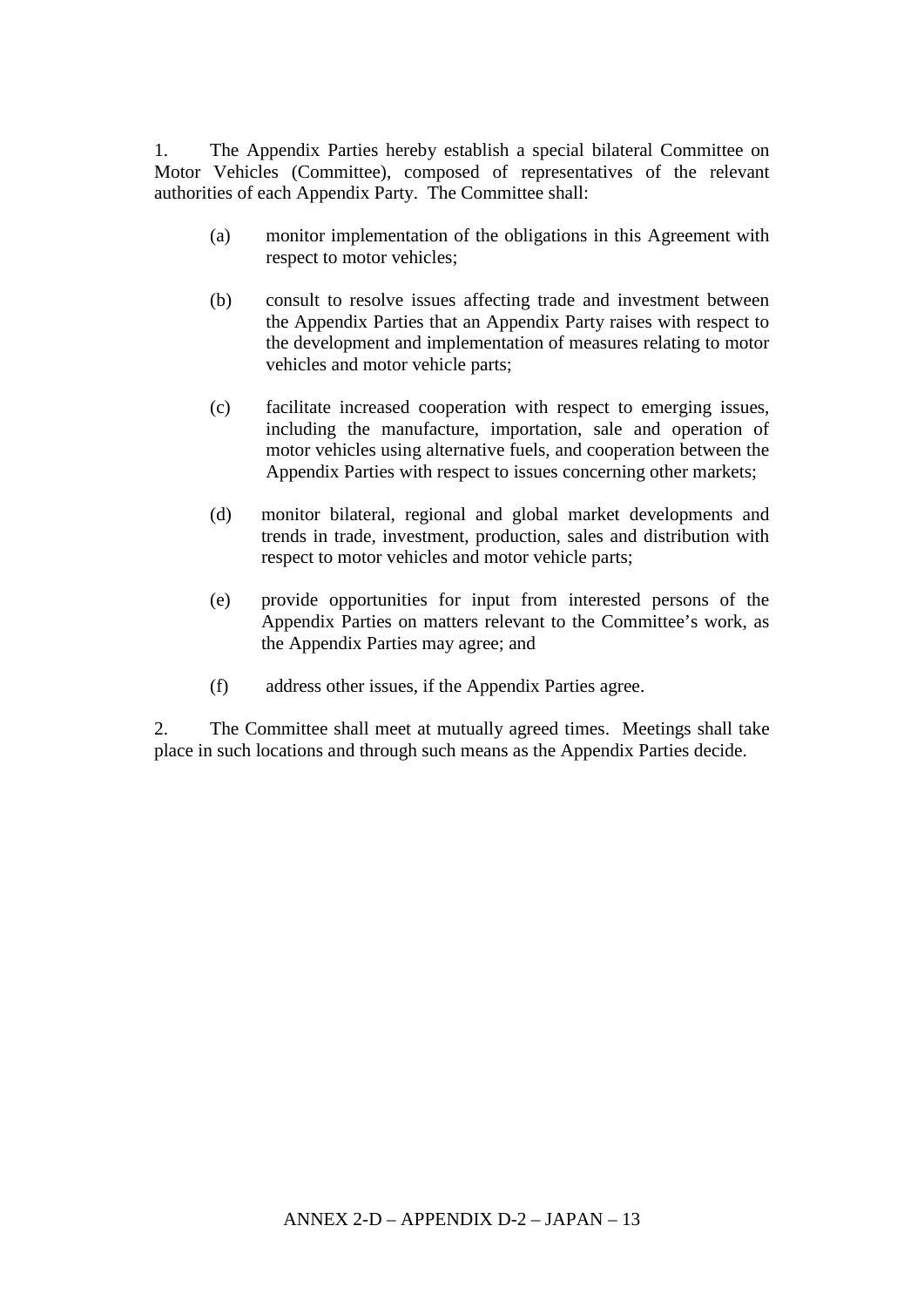1. The Appendix Parties hereby establish a special bilateral Committee on Motor Vehicles (Committee), composed of representatives of the relevant authorities of each Appendix Party. The Committee shall:

   (a) monitor implementation of the obligations in this Agreement with respect to motor vehicles;

   (b) consult to resolve issues affecting trade and investment between the Appendix Parties that an Appendix Party raises with respect to the development and implementation of measures relating to motor vehicles and motor vehicle parts;

   (c) facilitate increased cooperation with respect to emerging issues, including the manufacture, importation, sale and operation of motor vehicles using alternative fuels, and cooperation between the Appendix Parties with respect to issues concerning other markets;

   (d) monitor bilateral, regional and global market developments and trends in trade, investment, production, sales and distribution with respect to motor vehicles and motor vehicle parts;

   (e) provide opportunities for input from interested persons of the Appendix Parties on matters relevant to the Committee's work, as the Appendix Parties may agree; and

   (f) address other issues, if the Appendix Parties agree.

2. The Committee shall meet at mutually agreed times. Meetings shall take place in such locations and through such means as the Appendix Parties decide.